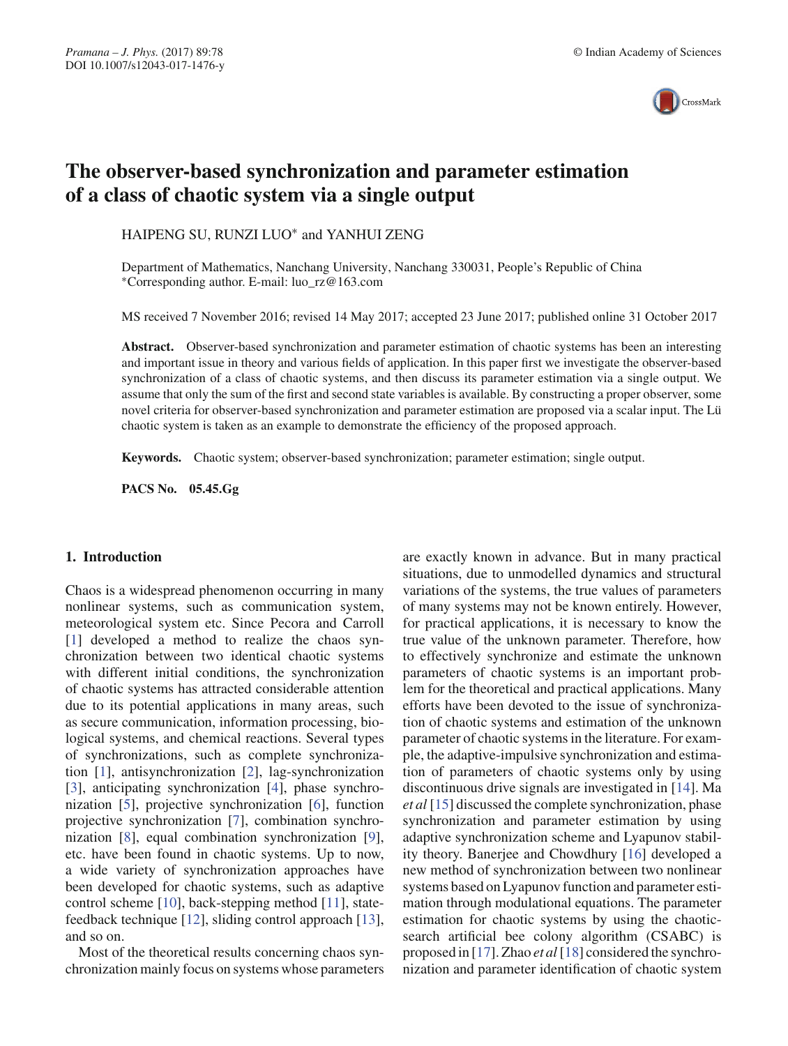# The observer-based synchronization and parameter estimation of a class of chaotic system via a single output

HAIPENG SU, RUNZI LUO* and YANHUI ZENG

Department of Mathematics, Nanchang University, Nanchang 330031, People's Republic of China
*Corresponding author. E-mail: luo_rz@163.com

MS received 7 November 2016; revised 14 May 2017; accepted 23 June 2017; published online 31 October 2017

**Abstract.** Observer-based synchronization and parameter estimation of chaotic systems has been an interesting and important issue in theory and various fields of application. In this paper first we investigate the observer-based synchronization of a class of chaotic systems, and then discuss its parameter estimation via a single output. We assume that only the sum of the first and second state variables is available. By constructing a proper observer, some novel criteria for observer-based synchronization and parameter estimation are proposed via a scalar input. The Lü chaotic system is taken as an example to demonstrate the efficiency of the proposed approach.

**Keywords.** Chaotic system; observer-based synchronization; parameter estimation; single output.

**PACS No.** **05.45.Gg**

## 1. Introduction

Chaos is a widespread phenomenon occurring in many nonlinear systems, such as communication system, meteorological system etc. Since Pecora and Carroll [1] developed a method to realize the chaos synchronization between two identical chaotic systems with different initial conditions, the synchronization of chaotic systems has attracted considerable attention due to its potential applications in many areas, such as secure communication, information processing, biological systems, and chemical reactions. Several types of synchronizations, such as complete synchronization [1], antisynchronization [2], lag-synchronization [3], anticipating synchronization [4], phase synchronization [5], projective synchronization [6], function projective synchronization [7], combination synchronization [8], equal combination synchronization [9], etc. have been found in chaotic systems. Up to now, a wide variety of synchronization approaches have been developed for chaotic systems, such as adaptive control scheme [10], back-stepping method [11], state-feedback technique [12], sliding control approach [13], and so on.

Most of the theoretical results concerning chaos synchronization mainly focus on systems whose parameters are exactly known in advance. But in many practical situations, due to unmodelled dynamics and structural variations of the systems, the true values of parameters of many systems may not be known entirely. However, for practical applications, it is necessary to know the true value of the unknown parameter. Therefore, how to effectively synchronize and estimate the unknown parameters of chaotic systems is an important problem for the theoretical and practical applications. Many efforts have been devoted to the issue of synchronization of chaotic systems and estimation of the unknown parameter of chaotic systems in the literature. For example, the adaptive-impulsive synchronization and estimation of parameters of chaotic systems only by using discontinuous drive signals are investigated in [14]. Ma *et al* [15] discussed the complete synchronization, phase synchronization and parameter estimation by using adaptive synchronization scheme and Lyapunov stability theory. Banerjee and Chowdhury [16] developed a new method of synchronization between two nonlinear systems based on Lyapunov function and parameter estimation through modulational equations. The parameter estimation for chaotic systems by using the chaotic-search artificial bee colony algorithm (CSABC) is proposed in [17]. Zhao *et al* [18] considered the synchronization and parameter identification of chaotic system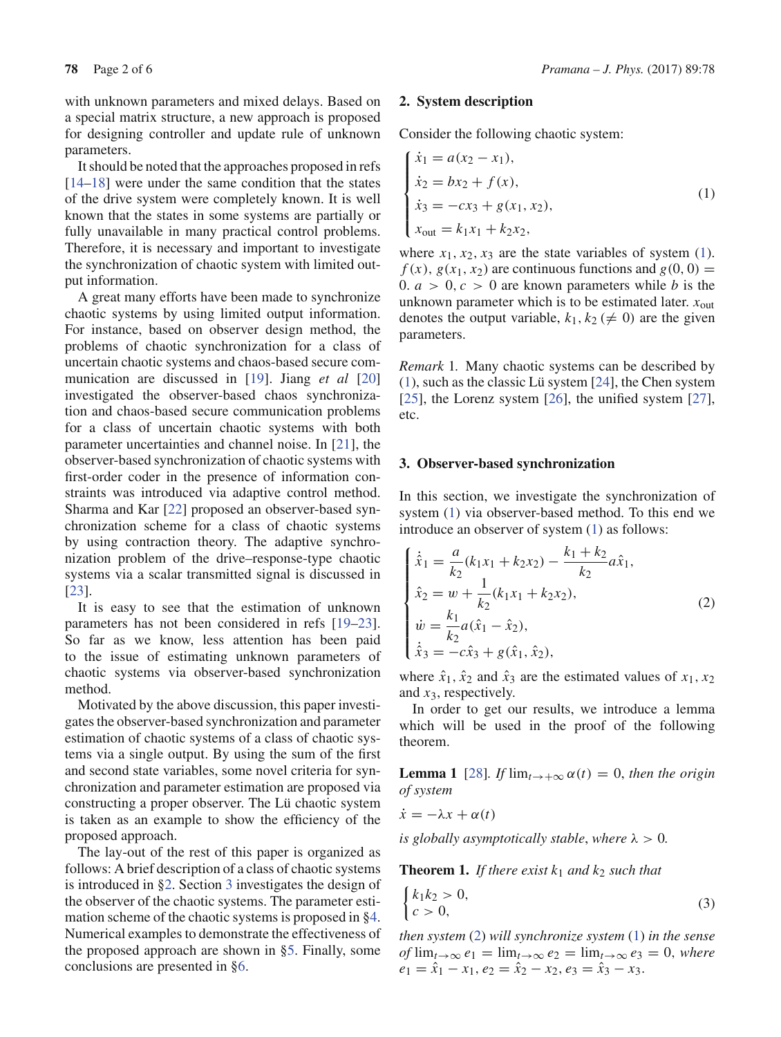with unknown parameters and mixed delays. Based on a special matrix structure, a new approach is proposed for designing controller and update rule of unknown parameters.

It should be noted that the approaches proposed in refs [14–18] were under the same condition that the states of the drive system were completely known. It is well known that the states in some systems are partially or fully unavailable in many practical control problems. Therefore, it is necessary and important to investigate the synchronization of chaotic system with limited output information.

A great many efforts have been made to synchronize chaotic systems by using limited output information. For instance, based on observer design method, the problems of chaotic synchronization for a class of uncertain chaotic systems and chaos-based secure communication are discussed in [19]. Jiang *et al* [20] investigated the observer-based chaos synchronization and chaos-based secure communication problems for a class of uncertain chaotic systems with both parameter uncertainties and channel noise. In [21], the observer-based synchronization of chaotic systems with first-order coder in the presence of information constraints was introduced via adaptive control method. Sharma and Kar [22] proposed an observer-based synchronization scheme for a class of chaotic systems by using contraction theory. The adaptive synchronization problem of the drive–response-type chaotic systems via a scalar transmitted signal is discussed in [23].

It is easy to see that the estimation of unknown parameters has not been considered in refs [19–23]. So far as we know, less attention has been paid to the issue of estimating unknown parameters of chaotic systems via observer-based synchronization method.

Motivated by the above discussion, this paper investigates the observer-based synchronization and parameter estimation of chaotic systems of a class of chaotic systems via a single output. By using the sum of the first and second state variables, some novel criteria for synchronization and parameter estimation are proposed via constructing a proper observer. The Lü chaotic system is taken as an example to show the efficiency of the proposed approach.

The lay-out of the rest of this paper is organized as follows: A brief description of a class of chaotic systems is introduced in §2. Section 3 investigates the design of the observer of the chaotic systems. The parameter estimation scheme of the chaotic systems is proposed in §4. Numerical examples to demonstrate the effectiveness of the proposed approach are shown in §5. Finally, some conclusions are presented in §6.

## 2. System description

Consider the following chaotic system:

$$\begin{cases} \dot{x}_1 = a(x_2 - x_1), \\ \dot{x}_2 = bx_2 + f(x), \\ \dot{x}_3 = -cx_3 + g(x_1, x_2), \\ x_{\text{out}} = k_1x_1 + k_2x_2, \end{cases} \tag{1}$$

where $x_1, x_2, x_3$ are the state variables of system (1). $f(x)$, $g(x_1, x_2)$ are continuous functions and $g(0, 0) = 0$. $a > 0, c > 0$ are known parameters while $b$ is the unknown parameter which is to be estimated later. $x_{\text{out}}$ denotes the output variable, $k_1, k_2\ (\neq 0)$ are the given parameters.

*Remark* 1. Many chaotic systems can be described by (1), such as the classic Lü system [24], the Chen system [25], the Lorenz system [26], the unified system [27], etc.

## 3. Observer-based synchronization

In this section, we investigate the synchronization of system (1) via observer-based method. To this end we introduce an observer of system (1) as follows:

$$\begin{cases} \dot{\hat{x}}_1 = \dfrac{a}{k_2}(k_1x_1 + k_2x_2) - \dfrac{k_1 + k_2}{k_2}a\hat{x}_1, \\ \hat{x}_2 = w + \dfrac{1}{k_2}(k_1x_1 + k_2x_2), \\ \dot{w} = \dfrac{k_1}{k_2}a(\hat{x}_1 - \hat{x}_2), \\ \dot{\hat{x}}_3 = -c\hat{x}_3 + g(\hat{x}_1, \hat{x}_2), \end{cases} \tag{2}$$

where $\hat{x}_1, \hat{x}_2$ and $\hat{x}_3$ are the estimated values of $x_1, x_2$ and $x_3$, respectively.

In order to get our results, we introduce a lemma which will be used in the proof of the following theorem.

**Lemma 1** [28]. *If* $\lim_{t\to+\infty} \alpha(t) = 0$, *then the origin of system*

$$\dot{x} = -\lambda x + \alpha(t)$$

*is globally asymptotically stable*, *where* $\lambda > 0$.

**Theorem 1.** *If there exist* $k_1$ *and* $k_2$ *such that*

$$\begin{cases} k_1k_2 > 0, \\ c > 0, \end{cases} \tag{3}$$

*then system* (2) *will synchronize system* (1) *in the sense of* $\lim_{t\to\infty} e_1 = \lim_{t\to\infty} e_2 = \lim_{t\to\infty} e_3 = 0$, *where* $e_1 = \hat{x}_1 - x_1, e_2 = \hat{x}_2 - x_2, e_3 = \hat{x}_3 - x_3$.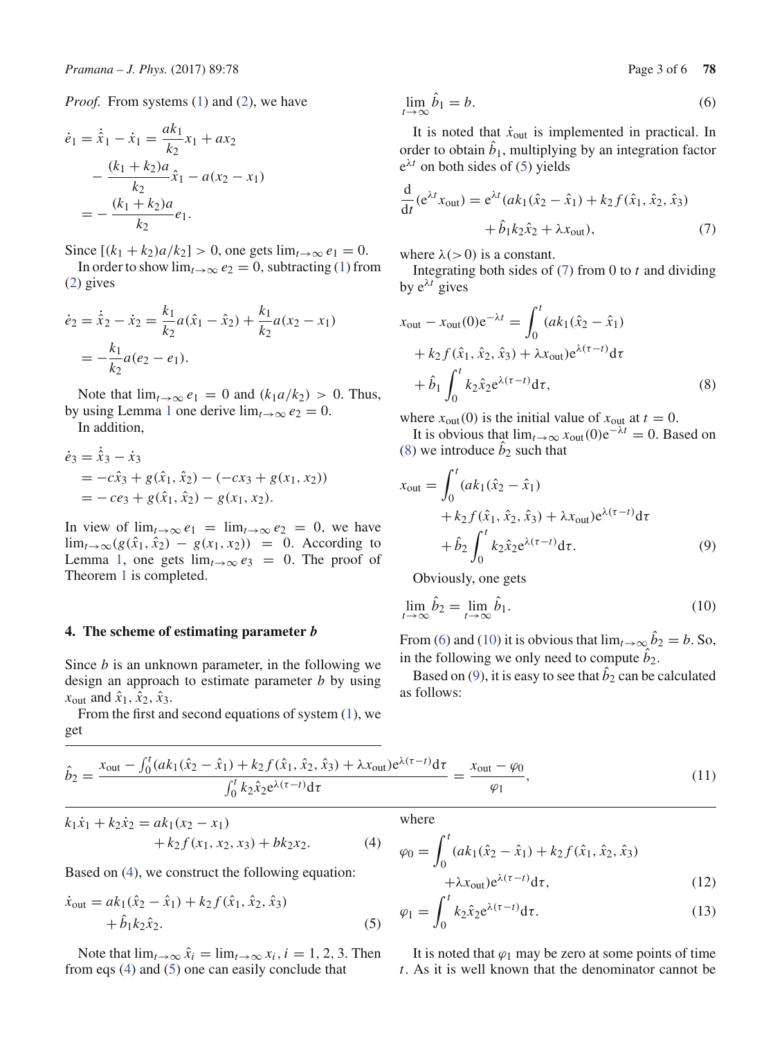*Proof.* From systems (1) and (2), we have

$$
\begin{aligned}
\dot{e}_1 = \dot{\hat{x}}_1 - \dot{x}_1 &= \frac{ak_1}{k_2}x_1 + ax_2 \\
&\quad - \frac{(k_1+k_2)a}{k_2}\hat{x}_1 - a(x_2 - x_1) \\
&= -\frac{(k_1+k_2)a}{k_2}e_1.
\end{aligned}
$$

Since $[(k_1+k_2)a/k_2] > 0$, one gets $\lim_{t\to\infty} e_1 = 0$.

In order to show $\lim_{t\to\infty} e_2 = 0$, subtracting (1) from (2) gives

$$
\begin{aligned}
\dot{e}_2 = \dot{\hat{x}}_2 - \dot{x}_2 &= \frac{k_1}{k_2}a(\hat{x}_1 - \hat{x}_2) + \frac{k_1}{k_2}a(x_2 - x_1) \\
&= -\frac{k_1}{k_2}a(e_2 - e_1).
\end{aligned}
$$

Note that $\lim_{t\to\infty} e_1 = 0$ and $(k_1 a/k_2) > 0$. Thus, by using Lemma 1 one derive $\lim_{t\to\infty} e_2 = 0$.

In addition,

$$
\begin{aligned}
\dot{e}_3 &= \dot{\hat{x}}_3 - \dot{x}_3 \\
&= -c\hat{x}_3 + g(\hat{x}_1, \hat{x}_2) - (-cx_3 + g(x_1, x_2)) \\
&= -ce_3 + g(\hat{x}_1, \hat{x}_2) - g(x_1, x_2).
\end{aligned}
$$

In view of $\lim_{t\to\infty} e_1 = \lim_{t\to\infty} e_2 = 0$, we have $\lim_{t\to\infty}(g(\hat{x}_1, \hat{x}_2) - g(x_1, x_2)) = 0$. According to Lemma 1, one gets $\lim_{t\to\infty} e_3 = 0$. The proof of Theorem 1 is completed.

## 4. The scheme of estimating parameter $b$

Since $b$ is an unknown parameter, in the following we design an approach to estimate parameter $b$ by using $x_{\text{out}}$ and $\hat{x}_1, \hat{x}_2, \hat{x}_3$.

From the first and second equations of system (1), we get

$$
\begin{aligned}
k_1\dot{x}_1 + k_2\dot{x}_2 &= ak_1(x_2 - x_1) \\
&\quad + k_2 f(x_1, x_2, x_3) + bk_2x_2.
\end{aligned} \tag{4}
$$

Based on (4), we construct the following equation:

$$
\begin{aligned}
\dot{x}_{\text{out}} &= ak_1(\hat{x}_2 - \hat{x}_1) + k_2 f(\hat{x}_1, \hat{x}_2, \hat{x}_3) \\
&\quad + \hat{b}_1 k_2 \hat{x}_2.
\end{aligned} \tag{5}
$$

Note that $\lim_{t\to\infty} \hat{x}_i = \lim_{t\to\infty} x_i, i = 1, 2, 3$. Then from eqs (4) and (5) one can easily conclude that

$$
\lim_{t\to\infty} \hat{b}_1 = b. \tag{6}
$$

It is noted that $\dot{x}_{\text{out}}$ is implemented in practical. In order to obtain $\hat{b}_1$, multiplying by an integration factor $\mathrm{e}^{\lambda t}$ on both sides of (5) yields

$$
\begin{aligned}
\frac{\mathrm{d}}{\mathrm{d}t}(\mathrm{e}^{\lambda t}x_{\text{out}}) &= \mathrm{e}^{\lambda t}(ak_1(\hat{x}_2 - \hat{x}_1) + k_2 f(\hat{x}_1, \hat{x}_2, \hat{x}_3) \\
&\quad + \hat{b}_1 k_2 \hat{x}_2 + \lambda x_{\text{out}}),
\end{aligned} \tag{7}
$$

where $\lambda (> 0)$ is a constant.

Integrating both sides of (7) from 0 to $t$ and dividing by $\mathrm{e}^{\lambda t}$ gives

$$
\begin{aligned}
x_{\text{out}} - x_{\text{out}}(0)\mathrm{e}^{-\lambda t} &= \int_0^t (ak_1(\hat{x}_2 - \hat{x}_1) \\
&\quad + k_2 f(\hat{x}_1, \hat{x}_2, \hat{x}_3) + \lambda x_{\text{out}})\mathrm{e}^{\lambda(\tau - t)}\mathrm{d}\tau \\
&\quad + \hat{b}_1 \int_0^t k_2\hat{x}_2 \mathrm{e}^{\lambda(\tau - t)}\mathrm{d}\tau,
\end{aligned} \tag{8}
$$

where $x_{\text{out}}(0)$ is the initial value of $x_{\text{out}}$ at $t = 0$.

It is obvious that $\lim_{t\to\infty} x_{\text{out}}(0)\mathrm{e}^{-\lambda t} = 0$. Based on (8) we introduce $\hat{b}_2$ such that

$$
\begin{aligned}
x_{\text{out}} &= \int_0^t (ak_1(\hat{x}_2 - \hat{x}_1) \\
&\quad + k_2 f(\hat{x}_1, \hat{x}_2, \hat{x}_3) + \lambda x_{\text{out}})\mathrm{e}^{\lambda(\tau - t)}\mathrm{d}\tau \\
&\quad + \hat{b}_2 \int_0^t k_2\hat{x}_2 \mathrm{e}^{\lambda(\tau - t)}\mathrm{d}\tau.
\end{aligned} \tag{9}
$$

Obviously, one gets

$$
\lim_{t\to\infty} \hat{b}_2 = \lim_{t\to\infty} \hat{b}_1. \tag{10}
$$

From (6) and (10) it is obvious that $\lim_{t\to\infty} \hat{b}_2 = b$. So, in the following we only need to compute $\hat{b}_2$.

Based on (9), it is easy to see that $\hat{b}_2$ can be calculated as follows:

$$
\hat{b}_2 = \frac{x_{\text{out}} - \int_0^t (ak_1(\hat{x}_2 - \hat{x}_1) + k_2 f(\hat{x}_1, \hat{x}_2, \hat{x}_3) + \lambda x_{\text{out}})\mathrm{e}^{\lambda(\tau - t)}\mathrm{d}\tau}{\int_0^t k_2\hat{x}_2\mathrm{e}^{\lambda(\tau - t)}\mathrm{d}\tau} = \frac{x_{\text{out}} - \varphi_0}{\varphi_1}, \tag{11}
$$

where

$$
\begin{aligned}
\varphi_0 &= \int_0^t (ak_1(\hat{x}_2 - \hat{x}_1) + k_2 f(\hat{x}_1, \hat{x}_2, \hat{x}_3) \\
&\quad + \lambda x_{\text{out}})\mathrm{e}^{\lambda(\tau - t)}\mathrm{d}\tau,
\end{aligned} \tag{12}
$$

$$
\varphi_1 = \int_0^t k_2\hat{x}_2\mathrm{e}^{\lambda(\tau - t)}\mathrm{d}\tau. \tag{13}
$$

It is noted that $\varphi_1$ may be zero at some points of time $t$. As it is well known that the denominator cannot be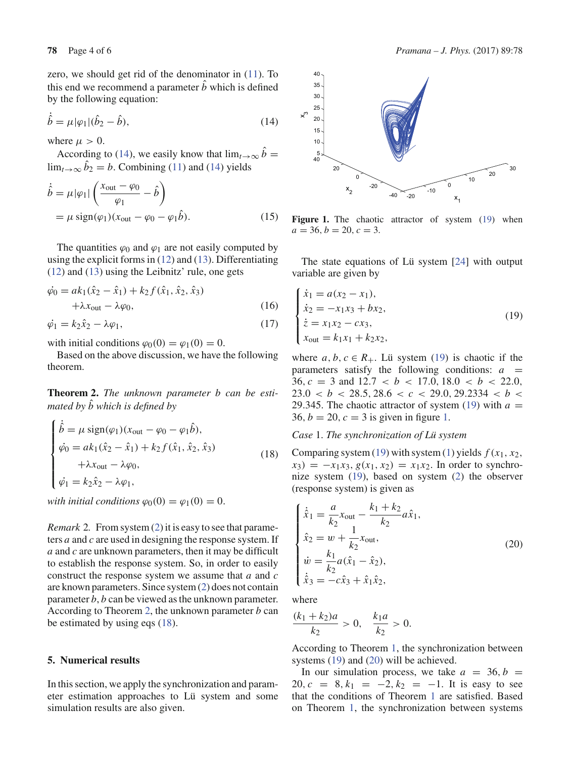zero, we should get rid of the denominator in (11). To this end we recommend a parameter $\hat{b}$ which is defined by the following equation:

$$\dot{\hat{b}} = \mu|\varphi_1|(\hat{b}_2 - \hat{b}), \tag{14}$$

where $\mu > 0$.

According to (14), we easily know that $\lim_{t\to\infty} \hat{b} = \lim_{t\to\infty} \hat{b}_2 = b$. Combining (11) and (14) yields

$$\begin{aligned}\dot{\hat{b}} &= \mu|\varphi_1|\left(\frac{x_{\text{out}} - \varphi_0}{\varphi_1} - \hat{b}\right) \\ &= \mu \operatorname{sign}(\varphi_1)(x_{\text{out}} - \varphi_0 - \varphi_1\hat{b}).\end{aligned} \tag{15}$$

The quantities $\varphi_0$ and $\varphi_1$ are not easily computed by using the explicit forms in (12) and (13). Differentiating (12) and (13) using the Leibnitz' rule, one gets

$$\begin{aligned}\dot{\varphi}_0 &= ak_1(\hat{x}_2 - \hat{x}_1) + k_2 f(\hat{x}_1, \hat{x}_2, \hat{x}_3) \\ &\quad + \lambda x_{\text{out}} - \lambda\varphi_0,\end{aligned} \tag{16}$$

$$\dot{\varphi}_1 = k_2\hat{x}_2 - \lambda\varphi_1, \tag{17}$$

with initial conditions $\varphi_0(0) = \varphi_1(0) = 0$.

Based on the above discussion, we have the following theorem.

**Theorem 2.** *The unknown parameter $b$ can be estimated by $\hat{b}$ which is defined by*

$$\begin{cases} \dot{\hat{b}} = \mu \operatorname{sign}(\varphi_1)(x_{\text{out}} - \varphi_0 - \varphi_1\hat{b}), \\ \dot{\varphi}_0 = ak_1(\hat{x}_2 - \hat{x}_1) + k_2 f(\hat{x}_1, \hat{x}_2, \hat{x}_3) \\ \qquad + \lambda x_{\text{out}} - \lambda\varphi_0, \\ \dot{\varphi}_1 = k_2\hat{x}_2 - \lambda\varphi_1, \end{cases} \tag{18}$$

*with initial conditions $\varphi_0(0) = \varphi_1(0) = 0$.*

*Remark* 2. From system (2) it is easy to see that parameters $a$ and $c$ are used in designing the response system. If $a$ and $c$ are unknown parameters, then it may be difficult to establish the response system. So, in order to easily construct the response system we assume that $a$ and $c$ are known parameters. Since system (2) does not contain parameter $b$, $b$ can be viewed as the unknown parameter. According to Theorem 2, the unknown parameter $b$ can be estimated by using eqs (18).

## 5. Numerical results

In this section, we apply the synchronization and parameter estimation approaches to Lü system and some simulation results are also given.

**Figure 1.** The chaotic attractor of system (19) when $a = 36, b = 20, c = 3$.

The state equations of Lü system [24] with output variable are given by

$$\begin{cases} \dot{x}_1 = a(x_2 - x_1), \\ \dot{x}_2 = -x_1x_3 + bx_2, \\ \dot{z} = x_1x_2 - cx_3, \\ x_{\text{out}} = k_1x_1 + k_2x_2, \end{cases} \tag{19}$$

where $a, b, c \in R_+$. Lü system (19) is chaotic if the parameters satisfy the following conditions: $a = 36$, $c = 3$ and $12.7 < b < 17.0$, $18.0 < b < 22.0$, $23.0 < b < 28.5$, $28.6 < c < 29.0$, $29.2334 < b < 29.345$. The chaotic attractor of system (19) with $a = 36$, $b = 20$, $c = 3$ is given in figure 1.

*Case* 1. *The synchronization of Lü system*

Comparing system (19) with system (1) yields $f(x_1, x_2, x_3) = -x_1x_3$, $g(x_1, x_2) = x_1x_2$. In order to synchronize system (19), based on system (2) the observer (response system) is given as

$$\begin{cases} \dot{\hat{x}}_1 = \dfrac{a}{k_2}x_{\text{out}} - \dfrac{k_1 + k_2}{k_2}a\hat{x}_1, \\ \hat{x}_2 = w + \dfrac{1}{k_2}x_{\text{out}}, \\ \dot{w} = \dfrac{k_1}{k_2}a(\hat{x}_1 - \hat{x}_2), \\ \dot{\hat{x}}_3 = -c\hat{x}_3 + \hat{x}_1\hat{x}_2, \end{cases} \tag{20}$$

where

$$\frac{(k_1 + k_2)a}{k_2} > 0, \quad \frac{k_1a}{k_2} > 0.$$

According to Theorem 1, the synchronization between systems (19) and (20) will be achieved.

In our simulation process, we take $a = 36$, $b = 20$, $c = 8$, $k_1 = -2$, $k_2 = -1$. It is easy to see that the conditions of Theorem 1 are satisfied. Based on Theorem 1, the synchronization between systems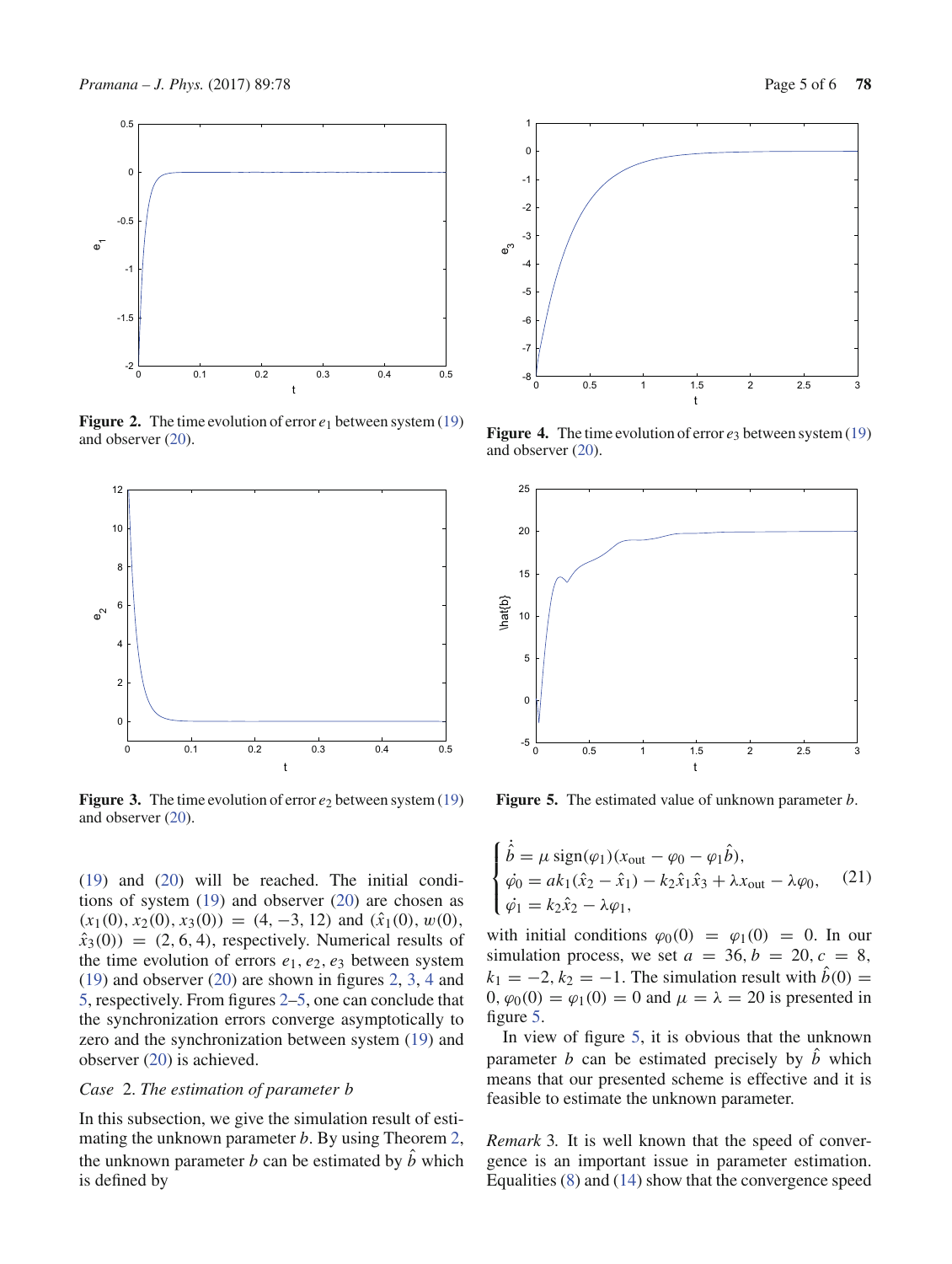Figure 2. The time evolution of error $e_1$ between system (19) and observer (20).

Figure 3. The time evolution of error $e_2$ between system (19) and observer (20).

Figure 4. The time evolution of error $e_3$ between system (19) and observer (20).

Figure 5. The estimated value of unknown parameter $b$.

(19) and (20) will be reached. The initial conditions of system (19) and observer (20) are chosen as $(x_1(0), x_2(0), x_3(0)) = (4, -3, 12)$ and $(\hat{x}_1(0), w(0), \hat{x}_3(0)) = (2, 6, 4)$, respectively. Numerical results of the time evolution of errors $e_1, e_2, e_3$ between system (19) and observer (20) are shown in figures 2, 3, 4 and 5, respectively. From figures 2–5, one can conclude that the synchronization errors converge asymptotically to zero and the synchronization between system (19) and observer (20) is achieved.

*Case* 2. *The estimation of parameter b*

In this subsection, we give the simulation result of estimating the unknown parameter $b$. By using Theorem 2, the unknown parameter $b$ can be estimated by $\hat{b}$ which is defined by

$$\begin{cases} \dot{\hat{b}} = \mu \, \mathrm{sign}(\varphi_1)(x_{\mathrm{out}} - \varphi_0 - \varphi_1 \hat{b}), \\ \dot{\varphi_0} = a k_1 (\hat{x}_2 - \hat{x}_1) - k_2 \hat{x}_1 \hat{x}_3 + \lambda x_{\mathrm{out}} - \lambda \varphi_0, \\ \dot{\varphi_1} = k_2 \hat{x}_2 - \lambda \varphi_1, \end{cases} \tag{21}$$

with initial conditions $\varphi_0(0) = \varphi_1(0) = 0$. In our simulation process, we set $a = 36, b = 20, c = 8, k_1 = -2, k_2 = -1$. The simulation result with $\hat{b}(0) = 0, \varphi_0(0) = \varphi_1(0) = 0$ and $\mu = \lambda = 20$ is presented in figure 5.

In view of figure 5, it is obvious that the unknown parameter $b$ can be estimated precisely by $\hat{b}$ which means that our presented scheme is effective and it is feasible to estimate the unknown parameter.

*Remark* 3. It is well known that the speed of convergence is an important issue in parameter estimation. Equalities (8) and (14) show that the convergence speed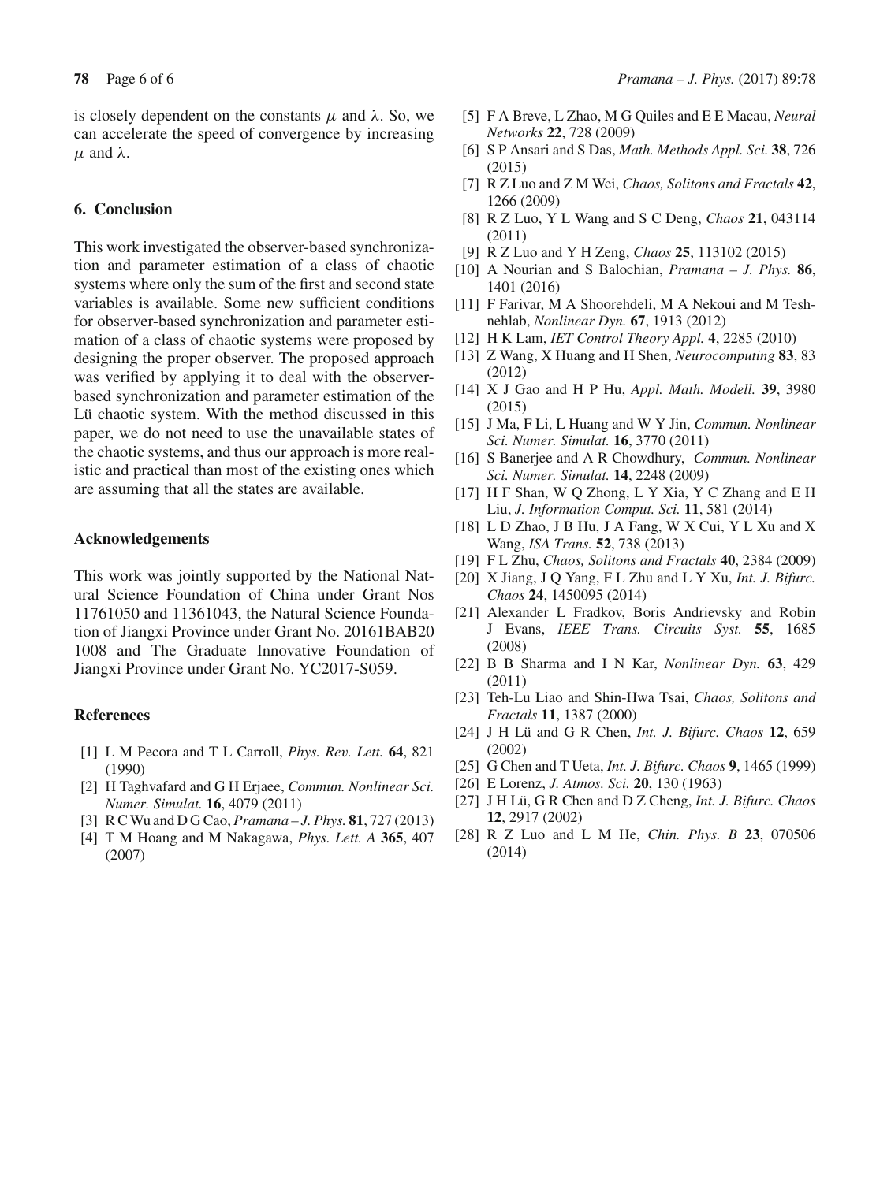is closely dependent on the constants $\mu$ and $\lambda$. So, we can accelerate the speed of convergence by increasing $\mu$ and $\lambda$.

## 6. Conclusion

This work investigated the observer-based synchronization and parameter estimation of a class of chaotic systems where only the sum of the first and second state variables is available. Some new sufficient conditions for observer-based synchronization and parameter estimation of a class of chaotic systems were proposed by designing the proper observer. The proposed approach was verified by applying it to deal with the observer-based synchronization and parameter estimation of the Lü chaotic system. With the method discussed in this paper, we do not need to use the unavailable states of the chaotic systems, and thus our approach is more realistic and practical than most of the existing ones which are assuming that all the states are available.

## Acknowledgements

This work was jointly supported by the National Natural Science Foundation of China under Grant Nos 11761050 and 11361043, the Natural Science Foundation of Jiangxi Province under Grant No. 20161BAB20 1008 and The Graduate Innovative Foundation of Jiangxi Province under Grant No. YC2017-S059.

## References

[1] L M Pecora and T L Carroll, *Phys. Rev. Lett.* **64**, 821 (1990)
[2] H Taghvafard and G H Erjaee, *Commun. Nonlinear Sci. Numer. Simulat.* **16**, 4079 (2011)
[3] R C Wu and D G Cao, *Pramana – J. Phys.* **81**, 727 (2013)
[4] T M Hoang and M Nakagawa, *Phys. Lett. A* **365**, 407 (2007)
[5] F A Breve, L Zhao, M G Quiles and E E Macau, *Neural Networks* **22**, 728 (2009)
[6] S P Ansari and S Das, *Math. Methods Appl. Sci.* **38**, 726 (2015)
[7] R Z Luo and Z M Wei, *Chaos, Solitons and Fractals* **42**, 1266 (2009)
[8] R Z Luo, Y L Wang and S C Deng, *Chaos* **21**, 043114 (2011)
[9] R Z Luo and Y H Zeng, *Chaos* **25**, 113102 (2015)
[10] A Nourian and S Balochian, *Pramana – J. Phys.* **86**, 1401 (2016)
[11] F Farivar, M A Shoorehdeli, M A Nekoui and M Teshnehlab, *Nonlinear Dyn.* **67**, 1913 (2012)
[12] H K Lam, *IET Control Theory Appl.* **4**, 2285 (2010)
[13] Z Wang, X Huang and H Shen, *Neurocomputing* **83**, 83 (2012)
[14] X J Gao and H P Hu, *Appl. Math. Modell.* **39**, 3980 (2015)
[15] J Ma, F Li, L Huang and W Y Jin, *Commun. Nonlinear Sci. Numer. Simulat.* **16**, 3770 (2011)
[16] S Banerjee and A R Chowdhury, *Commun. Nonlinear Sci. Numer. Simulat.* **14**, 2248 (2009)
[17] H F Shan, W Q Zhong, L Y Xia, Y C Zhang and E H Liu, *J. Information Comput. Sci.* **11**, 581 (2014)
[18] L D Zhao, J B Hu, J A Fang, W X Cui, Y L Xu and X Wang, *ISA Trans.* **52**, 738 (2013)
[19] F L Zhu, *Chaos, Solitons and Fractals* **40**, 2384 (2009)
[20] X Jiang, J Q Yang, F L Zhu and L Y Xu, *Int. J. Bifurc. Chaos* **24**, 1450095 (2014)
[21] Alexander L Fradkov, Boris Andrievsky and Robin J Evans, *IEEE Trans. Circuits Syst.* **55**, 1685 (2008)
[22] B B Sharma and I N Kar, *Nonlinear Dyn.* **63**, 429 (2011)
[23] Teh-Lu Liao and Shin-Hwa Tsai, *Chaos, Solitons and Fractals* **11**, 1387 (2000)
[24] J H Lü and G R Chen, *Int. J. Bifurc. Chaos* **12**, 659 (2002)
[25] G Chen and T Ueta, *Int. J. Bifurc. Chaos* **9**, 1465 (1999)
[26] E Lorenz, *J. Atmos. Sci.* **20**, 130 (1963)
[27] J H Lü, G R Chen and D Z Cheng, *Int. J. Bifurc. Chaos* **12**, 2917 (2002)
[28] R Z Luo and L M He, *Chin. Phys. B* **23**, 070506 (2014)